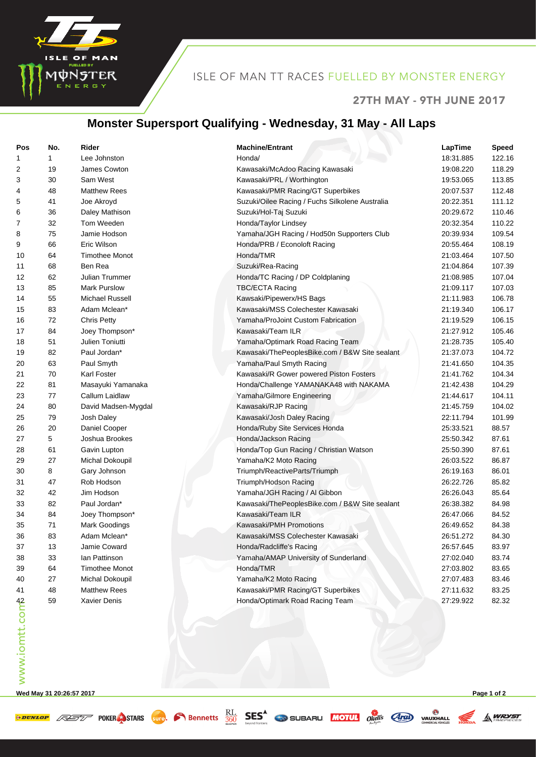ISLE OF MAN TT RACES FUELLED BY MONSTER ENERGY

27TH MAY - 9TH JUNE 2017

# Monster Supersport Qualifying - Wednesday, 31 May - All Laps

| Pos | No. | Rider | Machine/Entrant | LapTime | Speed |
|---|---|---|---|---|---|
| 1 | 1 | Lee Johnston | Honda/ | 18:31.885 | 122.16 |
| 2 | 19 | James Cowton | Kawasaki/McAdoo Racing Kawasaki | 19:08.220 | 118.29 |
| 3 | 30 | Sam West | Kawasaki/PRL / Worthington | 19:53.065 | 113.85 |
| 4 | 48 | Matthew Rees | Kawasaki/PMR Racing/GT Superbikes | 20:07.537 | 112.48 |
| 5 | 41 | Joe Akroyd | Suzuki/Oilee Racing / Fuchs Silkolene Australia | 20:22.351 | 111.12 |
| 6 | 36 | Daley Mathison | Suzuki/Hol-Taj Suzuki | 20:29.672 | 110.46 |
| 7 | 32 | Tom Weeden | Honda/Taylor Lindsey | 20:32.354 | 110.22 |
| 8 | 75 | Jamie Hodson | Yamaha/JGH Racing / Hod50n Supporters Club | 20:39.934 | 109.54 |
| 9 | 66 | Eric Wilson | Honda/PRB / Econoloft Racing | 20:55.464 | 108.19 |
| 10 | 64 | Timothee Monot | Honda/TMR | 21:03.464 | 107.50 |
| 11 | 68 | Ben Rea | Suzuki/Rea-Racing | 21:04.864 | 107.39 |
| 12 | 62 | Julian Trummer | Honda/TC Racing / DP Coldplaning | 21:08.985 | 107.04 |
| 13 | 85 | Mark Purslow | TBC/ECTA Racing | 21:09.117 | 107.03 |
| 14 | 55 | Michael Russell | Kawsaki/Pipewerx/HS Bags | 21:11.983 | 106.78 |
| 15 | 83 | Adam Mclean* | Kawasaki/MSS Colechester Kawasaki | 21:19.340 | 106.17 |
| 16 | 72 | Chris Petty | Yamaha/ProJoint Custom Fabrication | 21:19.529 | 106.15 |
| 17 | 84 | Joey Thompson* | Kawasaki/Team ILR | 21:27.912 | 105.46 |
| 18 | 51 | Julien Toniutti | Yamaha/Optimark Road Racing Team | 21:28.735 | 105.40 |
| 19 | 82 | Paul Jordan* | Kawasaki/ThePeoplesBike.com / B&W Site sealant | 21:37.073 | 104.72 |
| 20 | 63 | Paul Smyth | Yamaha/Paul Smyth Racing | 21:41.650 | 104.35 |
| 21 | 70 | Karl Foster | Kawasaki/R Gower powered Piston Fosters | 21:41.762 | 104.34 |
| 22 | 81 | Masayuki Yamanaka | Honda/Challenge YAMANAKA48 with NAKAMA | 21:42.438 | 104.29 |
| 23 | 77 | Callum Laidlaw | Yamaha/Gilmore Engineering | 21:44.617 | 104.11 |
| 24 | 80 | David Madsen-Mygdal | Kawasaki/RJP Racing | 21:45.759 | 104.02 |
| 25 | 79 | Josh Daley | Kawasaki/Josh Daley Racing | 22:11.794 | 101.99 |
| 26 | 20 | Daniel Cooper | Honda/Ruby Site Services Honda | 25:33.521 | 88.57 |
| 27 | 5 | Joshua Brookes | Honda/Jackson Racing | 25:50.342 | 87.61 |
| 28 | 61 | Gavin Lupton | Honda/Top Gun Racing / Christian Watson | 25:50.390 | 87.61 |
| 29 | 27 | Michal Dokoupil | Yamaha/K2 Moto Racing | 26:03.522 | 86.87 |
| 30 | 8 | Gary Johnson | Triumph/ReactiveParts/Triumph | 26:19.163 | 86.01 |
| 31 | 47 | Rob Hodson | Triumph/Hodson Racing | 26:22.726 | 85.82 |
| 32 | 42 | Jim Hodson | Yamaha/JGH Racing / Al Gibbon | 26:26.043 | 85.64 |
| 33 | 82 | Paul Jordan* | Kawasaki/ThePeoplesBike.com / B&W Site sealant | 26:38.382 | 84.98 |
| 34 | 84 | Joey Thompson* | Kawasaki/Team ILR | 26:47.066 | 84.52 |
| 35 | 71 | Mark Goodings | Kawasaki/PMH Promotions | 26:49.652 | 84.38 |
| 36 | 83 | Adam Mclean* | Kawasaki/MSS Colechester Kawasaki | 26:51.272 | 84.30 |
| 37 | 13 | Jamie Coward | Honda/Radcliffe's Racing | 26:57.645 | 83.97 |
| 38 | 33 | Ian Pattinson | Yamaha/AMAP University of Sunderland | 27:02.040 | 83.74 |
| 39 | 64 | Timothee Monot | Honda/TMR | 27:03.802 | 83.65 |
| 40 | 27 | Michal Dokoupil | Yamaha/K2 Moto Racing | 27:07.483 | 83.46 |
| 41 | 48 | Matthew Rees | Kawasaki/PMR Racing/GT Superbikes | 27:11.632 | 83.25 |
| 42 | 59 | Xavier Denis | Honda/Optimark Road Racing Team | 27:29.922 | 82.32 |

www.iomtt.com

Wed May 31 20:26:57 2017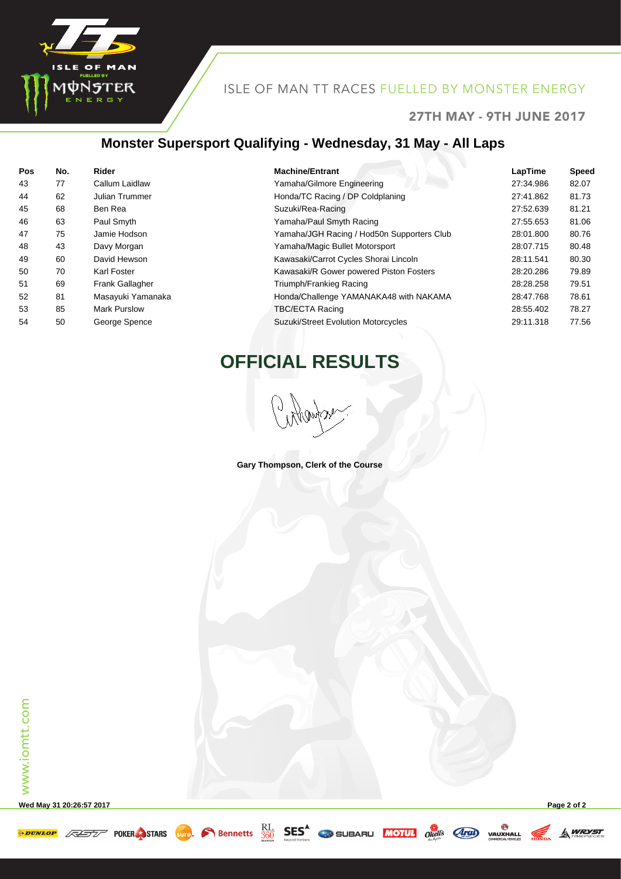## Monster Supersport Qualifying - Wednesday, 31 May - All Laps

| Pos | No. | Rider | Machine/Entrant | LapTime | Speed |
|---|---|---|---|---|---|
| 43 | 77 | Callum Laidlaw | Yamaha/Gilmore Engineering | 27:34.986 | 82.07 |
| 44 | 62 | Julian Trummer | Honda/TC Racing / DP Coldplaning | 27:41.862 | 81.73 |
| 45 | 68 | Ben Rea | Suzuki/Rea-Racing | 27:52.639 | 81.21 |
| 46 | 63 | Paul Smyth | Yamaha/Paul Smyth Racing | 27:55.653 | 81.06 |
| 47 | 75 | Jamie Hodson | Yamaha/JGH Racing / Hod50n Supporters Club | 28:01.800 | 80.76 |
| 48 | 43 | Davy Morgan | Yamaha/Magic Bullet Motorsport | 28:07.715 | 80.48 |
| 49 | 60 | David Hewson | Kawasaki/Carrot Cycles Shorai Lincoln | 28:11.541 | 80.30 |
| 50 | 70 | Karl Foster | Kawasaki/R Gower powered Piston Fosters | 28:20.286 | 79.89 |
| 51 | 69 | Frank Gallagher | Triumph/Frankieg Racing | 28:28.258 | 79.51 |
| 52 | 81 | Masayuki Yamanaka | Honda/Challenge YAMANAKA48 with NAKAMA | 28:47.768 | 78.61 |
| 53 | 85 | Mark Purslow | TBC/ECTA Racing | 28:55.402 | 78.27 |
| 54 | 50 | George Spence | Suzuki/Street Evolution Motorcycles | 29:11.318 | 77.56 |

# OFFICIAL RESULTS

**Gary Thompson, Clerk of the Course**

Wed May 31 20:26:57 2017